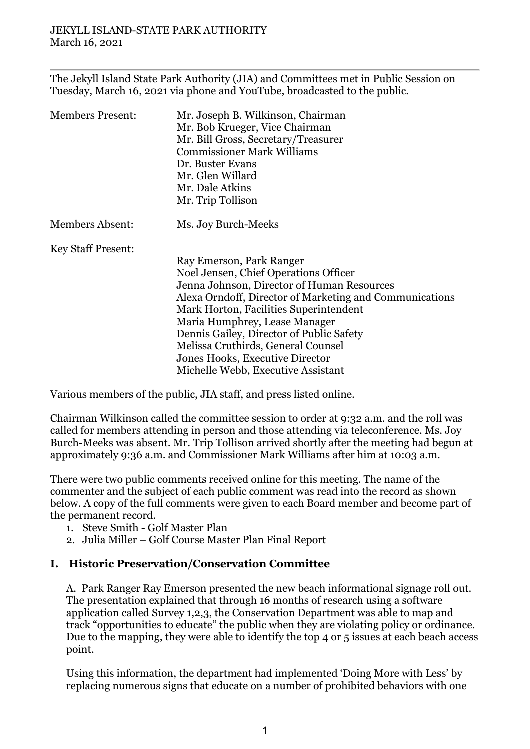JEKYLL ISLAND-STATE PARK AUTHORITY
March 16, 2021

---

The Jekyll Island State Park Authority (JIA) and Committees met in Public Session on Tuesday, March 16, 2021 via phone and YouTube, broadcasted to the public.

| | |
|---|---|
| Members Present: | Mr. Joseph B. Wilkinson, Chairman<br>Mr. Bob Krueger, Vice Chairman<br>Mr. Bill Gross, Secretary/Treasurer<br>Commissioner Mark Williams<br>Dr. Buster Evans<br>Mr. Glen Willard<br>Mr. Dale Atkins<br>Mr. Trip Tollison |
| Members Absent: | Ms. Joy Burch-Meeks |
| Key Staff Present: | Ray Emerson, Park Ranger<br>Noel Jensen, Chief Operations Officer<br>Jenna Johnson, Director of Human Resources<br>Alexa Orndoff, Director of Marketing and Communications<br>Mark Horton, Facilities Superintendent<br>Maria Humphrey, Lease Manager<br>Dennis Gailey, Director of Public Safety<br>Melissa Cruthirds, General Counsel<br>Jones Hooks, Executive Director<br>Michelle Webb, Executive Assistant |

Various members of the public, JIA staff, and press listed online.

Chairman Wilkinson called the committee session to order at 9:32 a.m. and the roll was called for members attending in person and those attending via teleconference. Ms. Joy Burch-Meeks was absent. Mr. Trip Tollison arrived shortly after the meeting had begun at approximately 9:36 a.m. and Commissioner Mark Williams after him at 10:03 a.m.

There were two public comments received online for this meeting. The name of the commenter and the subject of each public comment was read into the record as shown below. A copy of the full comments were given to each Board member and become part of the permanent record.

1. Steve Smith - Golf Master Plan
2. Julia Miller – Golf Course Master Plan Final Report

## I. Historic Preservation/Conservation Committee

A. Park Ranger Ray Emerson presented the new beach informational signage roll out. The presentation explained that through 16 months of research using a software application called Survey 1,2,3, the Conservation Department was able to map and track "opportunities to educate" the public when they are violating policy or ordinance. Due to the mapping, they were able to identify the top 4 or 5 issues at each beach access point.

Using this information, the department had implemented 'Doing More with Less' by replacing numerous signs that educate on a number of prohibited behaviors with one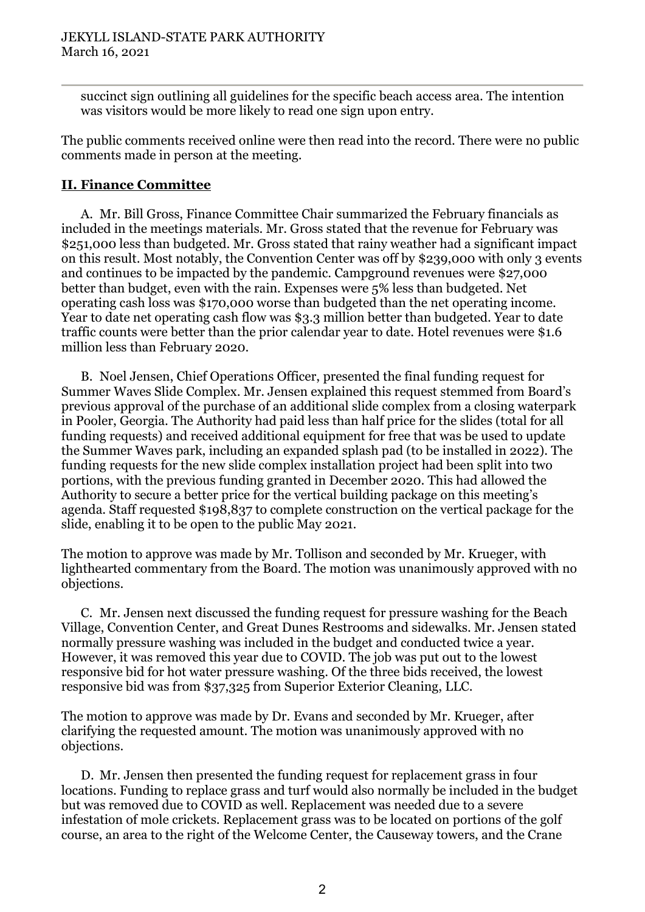succinct sign outlining all guidelines for the specific beach access area. The intention was visitors would be more likely to read one sign upon entry.

The public comments received online were then read into the record. There were no public comments made in person at the meeting.

## **II. Finance Committee**

A. Mr. Bill Gross, Finance Committee Chair summarized the February financials as included in the meetings materials. Mr. Gross stated that the revenue for February was $251,000 less than budgeted. Mr. Gross stated that rainy weather had a significant impact on this result. Most notably, the Convention Center was off by $239,000 with only 3 events and continues to be impacted by the pandemic. Campground revenues were $27,000 better than budget, even with the rain. Expenses were 5% less than budgeted. Net operating cash loss was $170,000 worse than budgeted than the net operating income. Year to date net operating cash flow was $3.3 million better than budgeted. Year to date traffic counts were better than the prior calendar year to date. Hotel revenues were $1.6 million less than February 2020.

B. Noel Jensen, Chief Operations Officer, presented the final funding request for Summer Waves Slide Complex. Mr. Jensen explained this request stemmed from Board's previous approval of the purchase of an additional slide complex from a closing waterpark in Pooler, Georgia. The Authority had paid less than half price for the slides (total for all funding requests) and received additional equipment for free that was be used to update the Summer Waves park, including an expanded splash pad (to be installed in 2022). The funding requests for the new slide complex installation project had been split into two portions, with the previous funding granted in December 2020. This had allowed the Authority to secure a better price for the vertical building package on this meeting's agenda. Staff requested $198,837 to complete construction on the vertical package for the slide, enabling it to be open to the public May 2021.

The motion to approve was made by Mr. Tollison and seconded by Mr. Krueger, with lighthearted commentary from the Board. The motion was unanimously approved with no objections.

C. Mr. Jensen next discussed the funding request for pressure washing for the Beach Village, Convention Center, and Great Dunes Restrooms and sidewalks. Mr. Jensen stated normally pressure washing was included in the budget and conducted twice a year. However, it was removed this year due to COVID. The job was put out to the lowest responsive bid for hot water pressure washing. Of the three bids received, the lowest responsive bid was from $37,325 from Superior Exterior Cleaning, LLC.

The motion to approve was made by Dr. Evans and seconded by Mr. Krueger, after clarifying the requested amount. The motion was unanimously approved with no objections.

D. Mr. Jensen then presented the funding request for replacement grass in four locations. Funding to replace grass and turf would also normally be included in the budget but was removed due to COVID as well. Replacement was needed due to a severe infestation of mole crickets. Replacement grass was to be located on portions of the golf course, an area to the right of the Welcome Center, the Causeway towers, and the Crane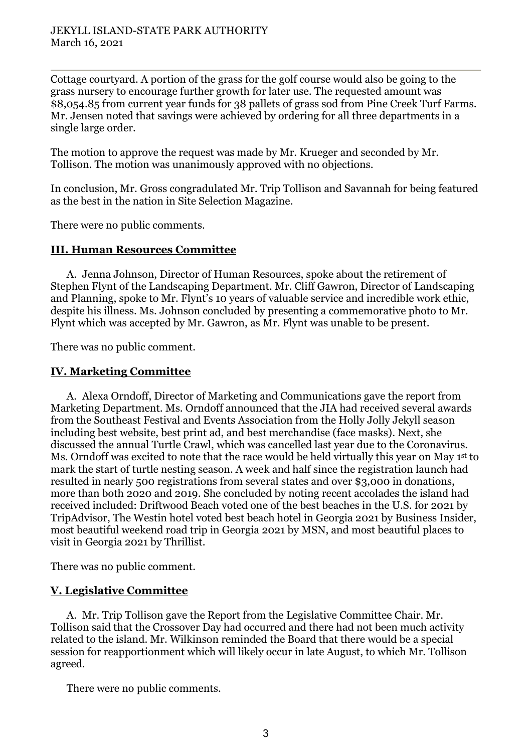Cottage courtyard. A portion of the grass for the golf course would also be going to the grass nursery to encourage further growth for later use. The requested amount was $8,054.85 from current year funds for 38 pallets of grass sod from Pine Creek Turf Farms. Mr. Jensen noted that savings were achieved by ordering for all three departments in a single large order.

The motion to approve the request was made by Mr. Krueger and seconded by Mr. Tollison. The motion was unanimously approved with no objections.

In conclusion, Mr. Gross congradulated Mr. Trip Tollison and Savannah for being featured as the best in the nation in Site Selection Magazine.

There were no public comments.

## III. Human Resources Committee

A. Jenna Johnson, Director of Human Resources, spoke about the retirement of Stephen Flynt of the Landscaping Department. Mr. Cliff Gawron, Director of Landscaping and Planning, spoke to Mr. Flynt's 10 years of valuable service and incredible work ethic, despite his illness. Ms. Johnson concluded by presenting a commemorative photo to Mr. Flynt which was accepted by Mr. Gawron, as Mr. Flynt was unable to be present.

There was no public comment.

## IV. Marketing Committee

A. Alexa Orndoff, Director of Marketing and Communications gave the report from Marketing Department. Ms. Orndoff announced that the JIA had received several awards from the Southeast Festival and Events Association from the Holly Jolly Jekyll season including best website, best print ad, and best merchandise (face masks). Next, she discussed the annual Turtle Crawl, which was cancelled last year due to the Coronavirus. Ms. Orndoff was excited to note that the race would be held virtually this year on May 1st to mark the start of turtle nesting season. A week and half since the registration launch had resulted in nearly 500 registrations from several states and over $3,000 in donations, more than both 2020 and 2019. She concluded by noting recent accolades the island had received included: Driftwood Beach voted one of the best beaches in the U.S. for 2021 by TripAdvisor, The Westin hotel voted best beach hotel in Georgia 2021 by Business Insider, most beautiful weekend road trip in Georgia 2021 by MSN, and most beautiful places to visit in Georgia 2021 by Thrillist.

There was no public comment.

## V. Legislative Committee

A. Mr. Trip Tollison gave the Report from the Legislative Committee Chair. Mr. Tollison said that the Crossover Day had occurred and there had not been much activity related to the island. Mr. Wilkinson reminded the Board that there would be a special session for reapportionment which will likely occur in late August, to which Mr. Tollison agreed.

There were no public comments.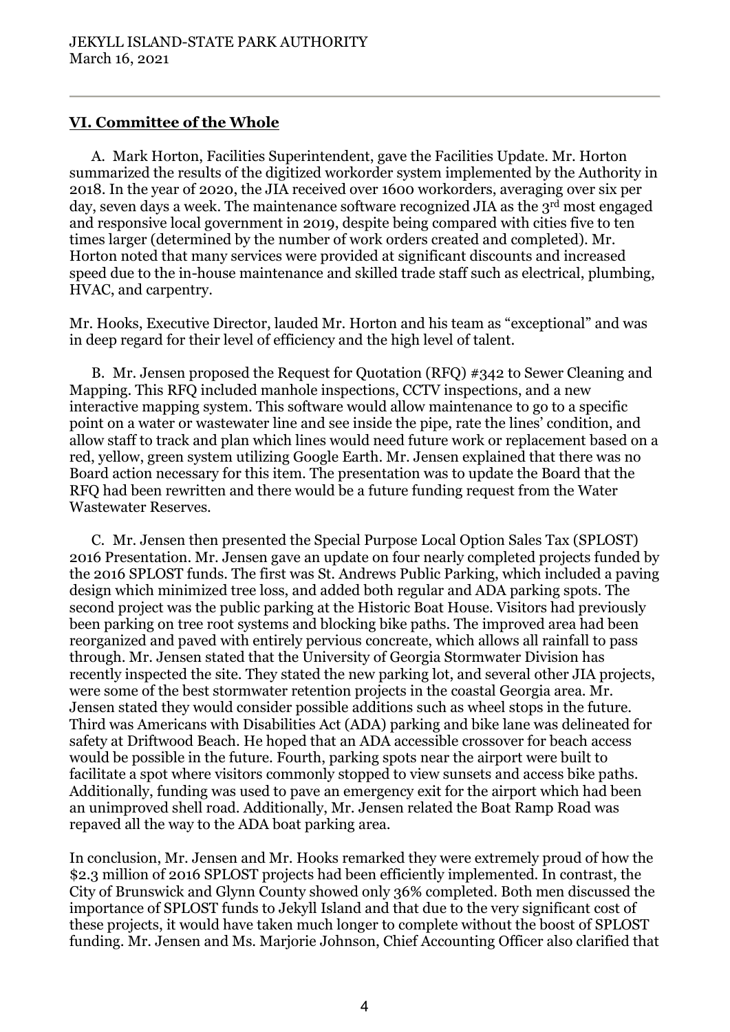## VI. Committee of the Whole

A. Mark Horton, Facilities Superintendent, gave the Facilities Update. Mr. Horton summarized the results of the digitized workorder system implemented by the Authority in 2018. In the year of 2020, the JIA received over 1600 workorders, averaging over six per day, seven days a week. The maintenance software recognized JIA as the 3rd most engaged and responsive local government in 2019, despite being compared with cities five to ten times larger (determined by the number of work orders created and completed). Mr. Horton noted that many services were provided at significant discounts and increased speed due to the in-house maintenance and skilled trade staff such as electrical, plumbing, HVAC, and carpentry.

Mr. Hooks, Executive Director, lauded Mr. Horton and his team as "exceptional" and was in deep regard for their level of efficiency and the high level of talent.

B. Mr. Jensen proposed the Request for Quotation (RFQ) #342 to Sewer Cleaning and Mapping. This RFQ included manhole inspections, CCTV inspections, and a new interactive mapping system. This software would allow maintenance to go to a specific point on a water or wastewater line and see inside the pipe, rate the lines' condition, and allow staff to track and plan which lines would need future work or replacement based on a red, yellow, green system utilizing Google Earth. Mr. Jensen explained that there was no Board action necessary for this item. The presentation was to update the Board that the RFQ had been rewritten and there would be a future funding request from the Water Wastewater Reserves.

C. Mr. Jensen then presented the Special Purpose Local Option Sales Tax (SPLOST) 2016 Presentation. Mr. Jensen gave an update on four nearly completed projects funded by the 2016 SPLOST funds. The first was St. Andrews Public Parking, which included a paving design which minimized tree loss, and added both regular and ADA parking spots. The second project was the public parking at the Historic Boat House. Visitors had previously been parking on tree root systems and blocking bike paths. The improved area had been reorganized and paved with entirely pervious concrete, which allows all rainfall to pass through. Mr. Jensen stated that the University of Georgia Stormwater Division has recently inspected the site. They stated the new parking lot, and several other JIA projects, were some of the best stormwater retention projects in the coastal Georgia area. Mr. Jensen stated they would consider possible additions such as wheel stops in the future. Third was Americans with Disabilities Act (ADA) parking and bike lane was delineated for safety at Driftwood Beach. He hoped that an ADA accessible crossover for beach access would be possible in the future. Fourth, parking spots near the airport were built to facilitate a spot where visitors commonly stopped to view sunsets and access bike paths. Additionally, funding was used to pave an emergency exit for the airport which had been an unimproved shell road. Additionally, Mr. Jensen related the Boat Ramp Road was repaved all the way to the ADA boat parking area.

In conclusion, Mr. Jensen and Mr. Hooks remarked they were extremely proud of how the $2.3 million of 2016 SPLOST projects had been efficiently implemented. In contrast, the City of Brunswick and Glynn County showed only 36% completed. Both men discussed the importance of SPLOST funds to Jekyll Island and that due to the very significant cost of these projects, it would have taken much longer to complete without the boost of SPLOST funding. Mr. Jensen and Ms. Marjorie Johnson, Chief Accounting Officer also clarified that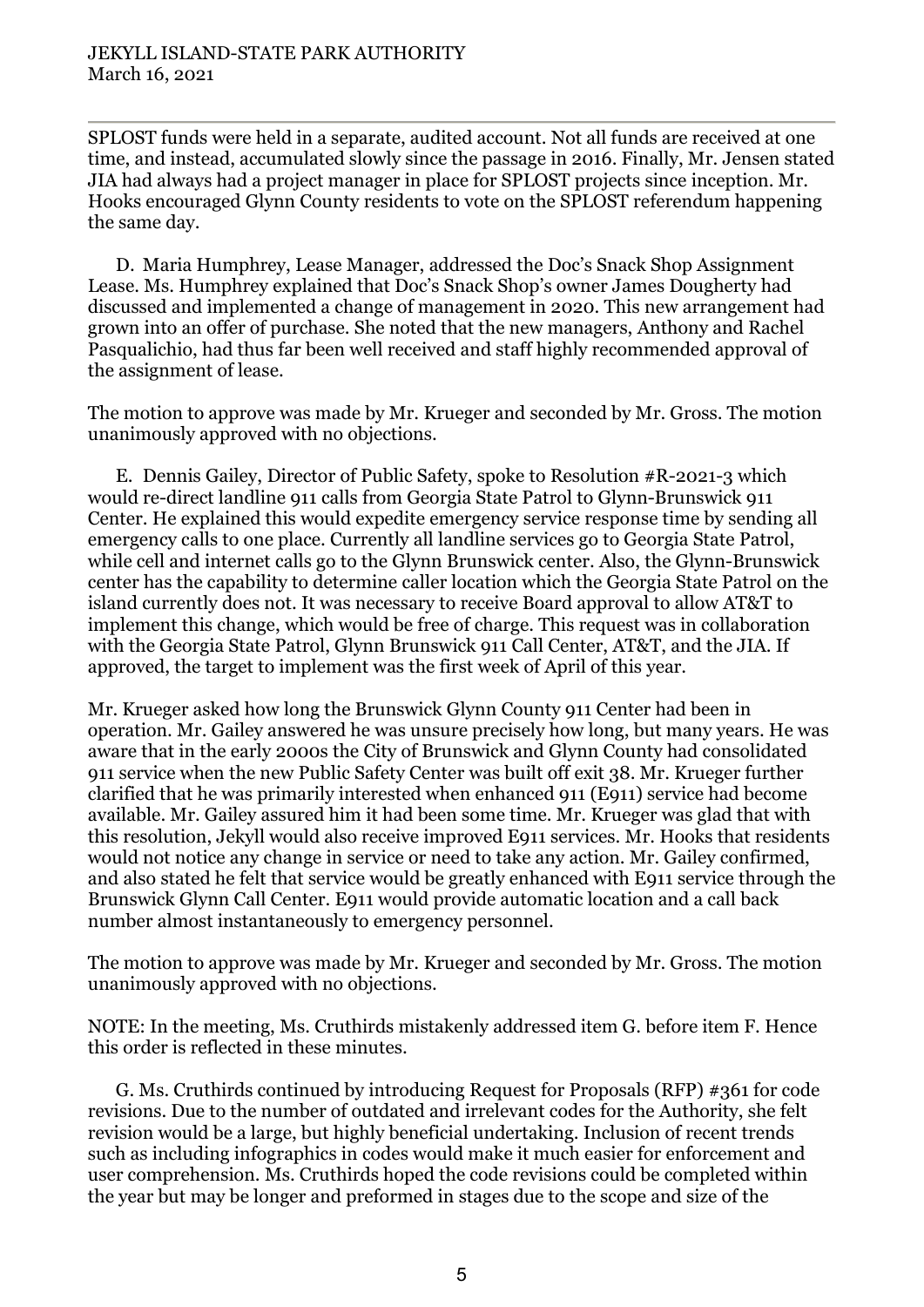SPLOST funds were held in a separate, audited account. Not all funds are received at one time, and instead, accumulated slowly since the passage in 2016. Finally, Mr. Jensen stated JIA had always had a project manager in place for SPLOST projects since inception. Mr. Hooks encouraged Glynn County residents to vote on the SPLOST referendum happening the same day.

D. Maria Humphrey, Lease Manager, addressed the Doc's Snack Shop Assignment Lease. Ms. Humphrey explained that Doc's Snack Shop's owner James Dougherty had discussed and implemented a change of management in 2020. This new arrangement had grown into an offer of purchase. She noted that the new managers, Anthony and Rachel Pasqualichio, had thus far been well received and staff highly recommended approval of the assignment of lease.

The motion to approve was made by Mr. Krueger and seconded by Mr. Gross. The motion unanimously approved with no objections.

E. Dennis Gailey, Director of Public Safety, spoke to Resolution #R-2021-3 which would re-direct landline 911 calls from Georgia State Patrol to Glynn-Brunswick 911 Center. He explained this would expedite emergency service response time by sending all emergency calls to one place. Currently all landline services go to Georgia State Patrol, while cell and internet calls go to the Glynn Brunswick center. Also, the Glynn-Brunswick center has the capability to determine caller location which the Georgia State Patrol on the island currently does not. It was necessary to receive Board approval to allow AT&T to implement this change, which would be free of charge. This request was in collaboration with the Georgia State Patrol, Glynn Brunswick 911 Call Center, AT&T, and the JIA. If approved, the target to implement was the first week of April of this year.

Mr. Krueger asked how long the Brunswick Glynn County 911 Center had been in operation. Mr. Gailey answered he was unsure precisely how long, but many years. He was aware that in the early 2000s the City of Brunswick and Glynn County had consolidated 911 service when the new Public Safety Center was built off exit 38. Mr. Krueger further clarified that he was primarily interested when enhanced 911 (E911) service had become available. Mr. Gailey assured him it had been some time. Mr. Krueger was glad that with this resolution, Jekyll would also receive improved E911 services. Mr. Hooks that residents would not notice any change in service or need to take any action. Mr. Gailey confirmed, and also stated he felt that service would be greatly enhanced with E911 service through the Brunswick Glynn Call Center. E911 would provide automatic location and a call back number almost instantaneously to emergency personnel.

The motion to approve was made by Mr. Krueger and seconded by Mr. Gross. The motion unanimously approved with no objections.

NOTE: In the meeting, Ms. Cruthirds mistakenly addressed item G. before item F. Hence this order is reflected in these minutes.

G. Ms. Cruthirds continued by introducing Request for Proposals (RFP) #361 for code revisions. Due to the number of outdated and irrelevant codes for the Authority, she felt revision would be a large, but highly beneficial undertaking. Inclusion of recent trends such as including infographics in codes would make it much easier for enforcement and user comprehension. Ms. Cruthirds hoped the code revisions could be completed within the year but may be longer and preformed in stages due to the scope and size of the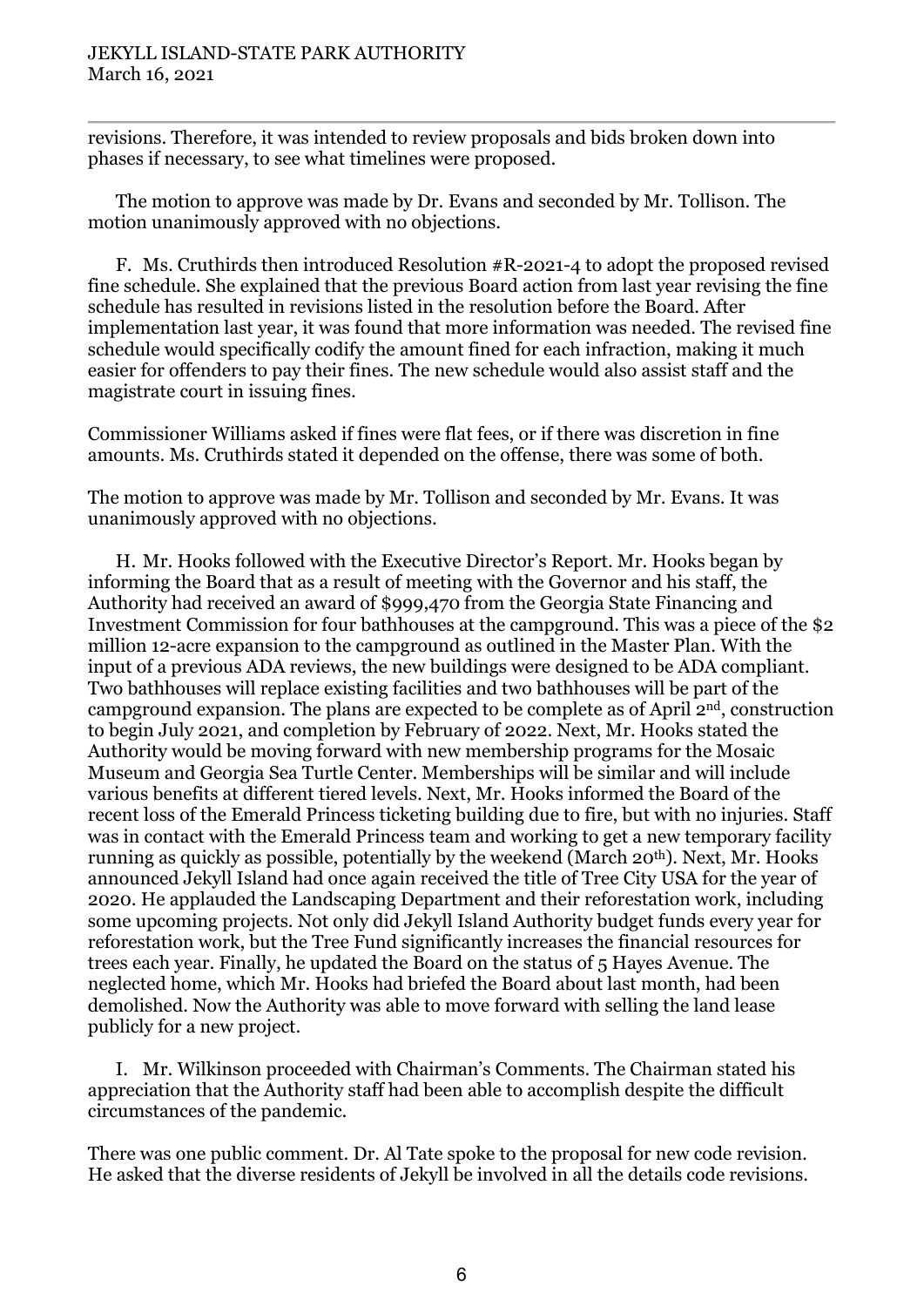revisions. Therefore, it was intended to review proposals and bids broken down into phases if necessary, to see what timelines were proposed.

The motion to approve was made by Dr. Evans and seconded by Mr. Tollison. The motion unanimously approved with no objections.

F. Ms. Cruthirds then introduced Resolution #R-2021-4 to adopt the proposed revised fine schedule. She explained that the previous Board action from last year revising the fine schedule has resulted in revisions listed in the resolution before the Board. After implementation last year, it was found that more information was needed. The revised fine schedule would specifically codify the amount fined for each infraction, making it much easier for offenders to pay their fines. The new schedule would also assist staff and the magistrate court in issuing fines.

Commissioner Williams asked if fines were flat fees, or if there was discretion in fine amounts. Ms. Cruthirds stated it depended on the offense, there was some of both.

The motion to approve was made by Mr. Tollison and seconded by Mr. Evans. It was unanimously approved with no objections.

H. Mr. Hooks followed with the Executive Director's Report. Mr. Hooks began by informing the Board that as a result of meeting with the Governor and his staff, the Authority had received an award of $999,470 from the Georgia State Financing and Investment Commission for four bathhouses at the campground. This was a piece of the $2 million 12-acre expansion to the campground as outlined in the Master Plan. With the input of a previous ADA reviews, the new buildings were designed to be ADA compliant. Two bathhouses will replace existing facilities and two bathhouses will be part of the campground expansion. The plans are expected to be complete as of April 2nd, construction to begin July 2021, and completion by February of 2022. Next, Mr. Hooks stated the Authority would be moving forward with new membership programs for the Mosaic Museum and Georgia Sea Turtle Center. Memberships will be similar and will include various benefits at different tiered levels. Next, Mr. Hooks informed the Board of the recent loss of the Emerald Princess ticketing building due to fire, but with no injuries. Staff was in contact with the Emerald Princess team and working to get a new temporary facility running as quickly as possible, potentially by the weekend (March 20th). Next, Mr. Hooks announced Jekyll Island had once again received the title of Tree City USA for the year of 2020. He applauded the Landscaping Department and their reforestation work, including some upcoming projects. Not only did Jekyll Island Authority budget funds every year for reforestation work, but the Tree Fund significantly increases the financial resources for trees each year. Finally, he updated the Board on the status of 5 Hayes Avenue. The neglected home, which Mr. Hooks had briefed the Board about last month, had been demolished. Now the Authority was able to move forward with selling the land lease publicly for a new project.

I. Mr. Wilkinson proceeded with Chairman's Comments. The Chairman stated his appreciation that the Authority staff had been able to accomplish despite the difficult circumstances of the pandemic.

There was one public comment. Dr. Al Tate spoke to the proposal for new code revision. He asked that the diverse residents of Jekyll be involved in all the details code revisions.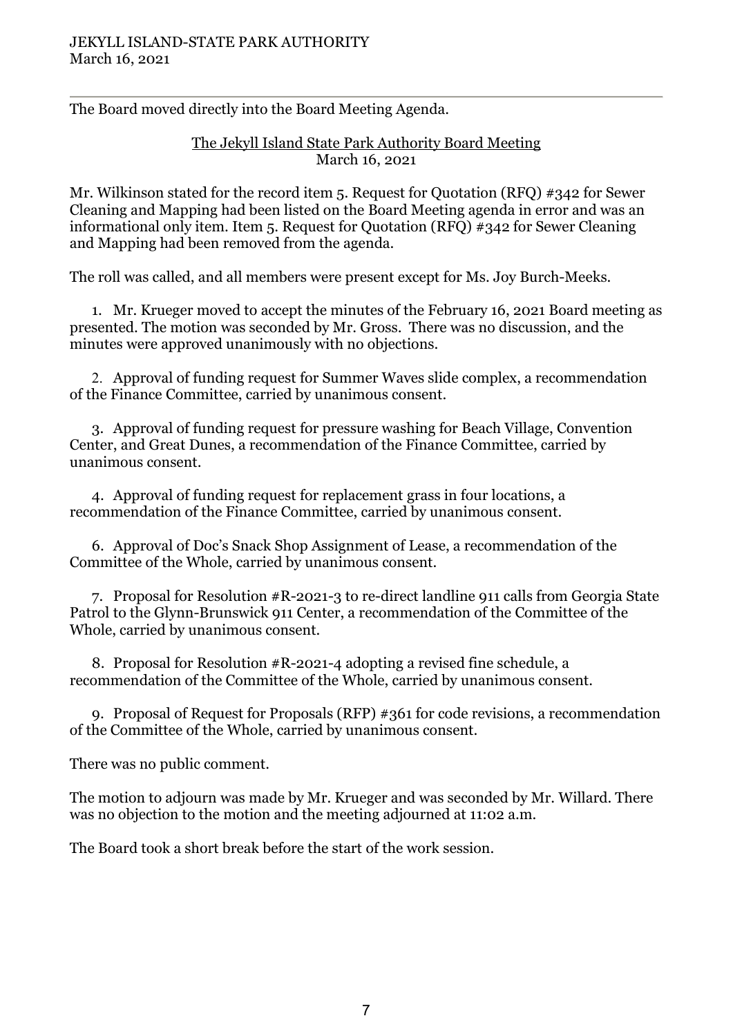The Board moved directly into the Board Meeting Agenda.

The Jekyll Island State Park Authority Board Meeting
March 16, 2021

Mr. Wilkinson stated for the record item 5. Request for Quotation (RFQ) #342 for Sewer Cleaning and Mapping had been listed on the Board Meeting agenda in error and was an informational only item. Item 5. Request for Quotation (RFQ) #342 for Sewer Cleaning and Mapping had been removed from the agenda.

The roll was called, and all members were present except for Ms. Joy Burch-Meeks.

1. Mr. Krueger moved to accept the minutes of the February 16, 2021 Board meeting as presented. The motion was seconded by Mr. Gross. There was no discussion, and the minutes were approved unanimously with no objections.

2. Approval of funding request for Summer Waves slide complex, a recommendation of the Finance Committee, carried by unanimous consent.

3. Approval of funding request for pressure washing for Beach Village, Convention Center, and Great Dunes, a recommendation of the Finance Committee, carried by unanimous consent.

4. Approval of funding request for replacement grass in four locations, a recommendation of the Finance Committee, carried by unanimous consent.

6. Approval of Doc's Snack Shop Assignment of Lease, a recommendation of the Committee of the Whole, carried by unanimous consent.

7. Proposal for Resolution #R-2021-3 to re-direct landline 911 calls from Georgia State Patrol to the Glynn-Brunswick 911 Center, a recommendation of the Committee of the Whole, carried by unanimous consent.

8. Proposal for Resolution #R-2021-4 adopting a revised fine schedule, a recommendation of the Committee of the Whole, carried by unanimous consent.

9. Proposal of Request for Proposals (RFP) #361 for code revisions, a recommendation of the Committee of the Whole, carried by unanimous consent.

There was no public comment.

The motion to adjourn was made by Mr. Krueger and was seconded by Mr. Willard. There was no objection to the motion and the meeting adjourned at 11:02 a.m.

The Board took a short break before the start of the work session.